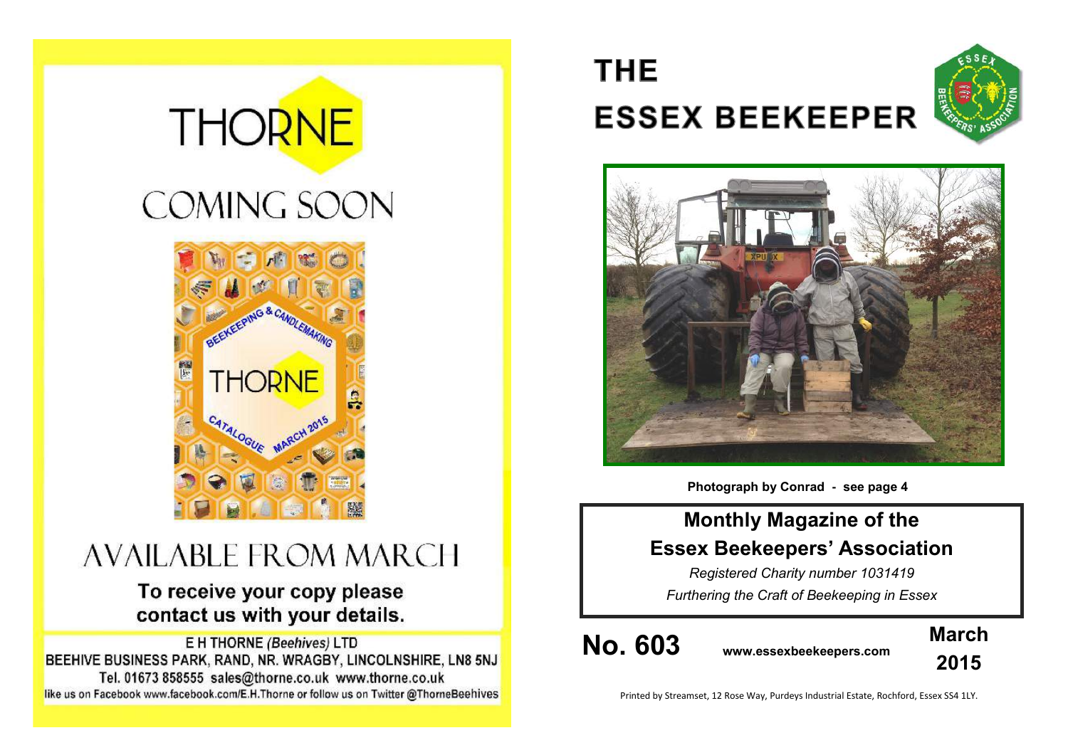THORNE

COMING SOON

AVAILABLE FROM MARCH

**To receive your copy please contact us with your details.**

E H THORNE *(Beehives)* LTD
BEEHIVE BUSINESS PARK, RAND, NR. WRAGBY, LINCOLNSHIRE, LN8 5NJ
Tel. 01673 858555 sales@thorne.co.uk www.thorne.co.uk
like us on Facebook www.facebook.com/E.H.Thorne or follow us on Twitter @ThorneBeehives

# THE ESSEX BEEKEEPER

**Photograph by Conrad - see page 4**

## Monthly Magazine of the Essex Beekeepers' Association

*Registered Charity number 1031419*

*Furthering the Craft of Beekeeping in Essex*

**No. 603** **www.essexbeekeepers.com** **March 2015**

Printed by Streamset, 12 Rose Way, Purdeys Industrial Estate, Rochford, Essex SS4 1LY.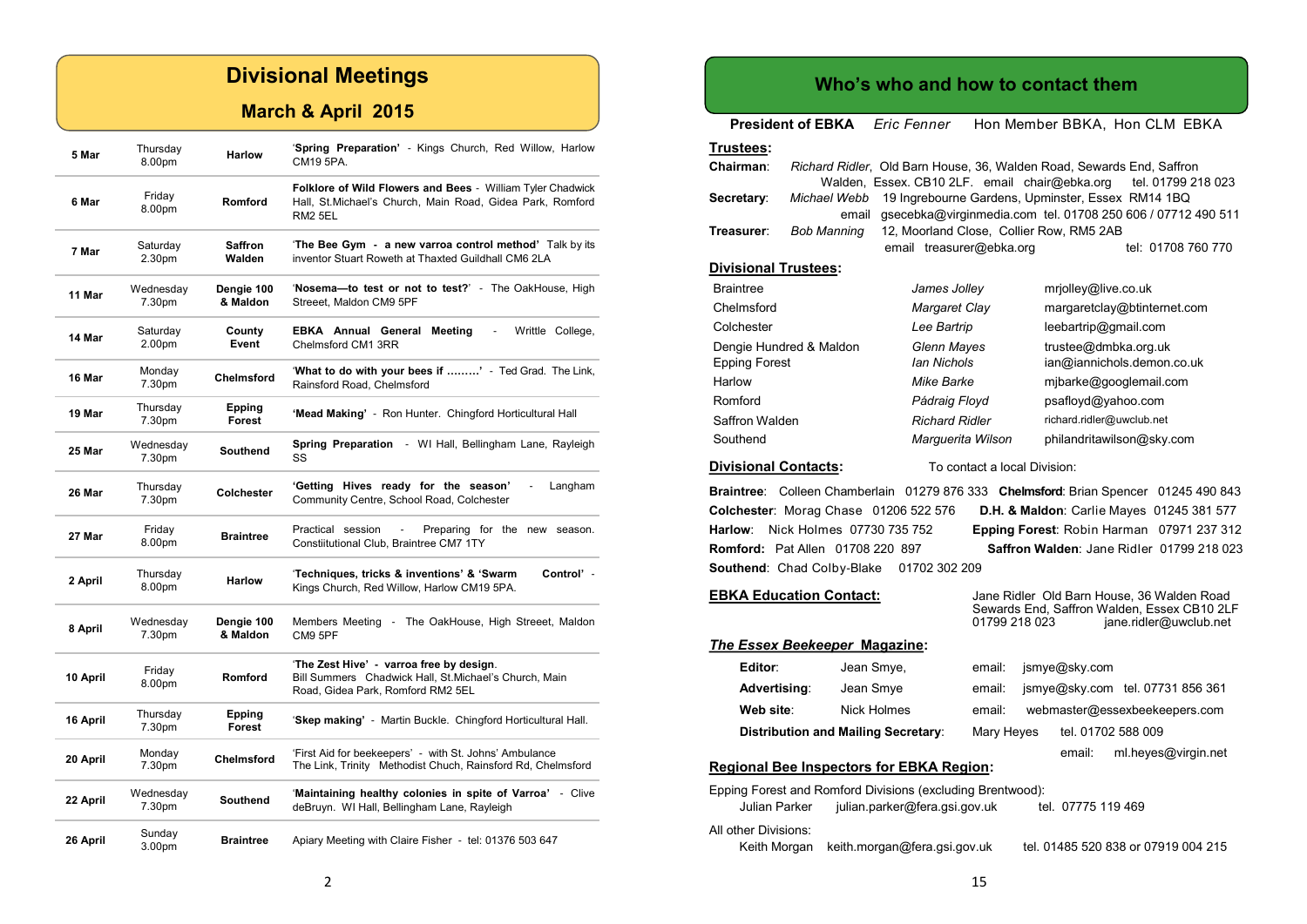# Divisional Meetings

## March & April 2015

| Date | Day/Time | Division | Event |
|---|---|---|---|
| 5 Mar | Thursday 8.00pm | Harlow | '**Spring Preparation**' - Kings Church, Red Willow, Harlow CM19 5PA. |
| 6 Mar | Friday 8.00pm | Romford | **Folklore of Wild Flowers and Bees** - William Tyler Chadwick Hall, St.Michael's Church, Main Road, Gidea Park, Romford RM2 5EL |
| 7 Mar | Saturday 2.30pm | Saffron Walden | '**The Bee Gym - a new varroa control method**' Talk by its inventor Stuart Roweth at Thaxted Guildhall CM6 2LA |
| 11 Mar | Wednesday 7.30pm | Dengie 100 & Maldon | '**Nosema—to test or not to test?**' - The OakHouse, High Streeet, Maldon CM9 5PF |
| 14 Mar | Saturday 2.00pm | County Event | **EBKA Annual General Meeting** - Writtle College, Chelmsford CM1 3RR |
| 16 Mar | Monday 7.30pm | Chelmsford | '**What to do with your bees if ………**' - Ted Grad. The Link, Rainsford Road, Chelmsford |
| 19 Mar | Thursday 7.30pm | Epping Forest | '**Mead Making**' - Ron Hunter. Chingford Horticultural Hall |
| 25 Mar | Wednesday 7.30pm | Southend | **Spring Preparation** - WI Hall, Bellingham Lane, Rayleigh SS |
| 26 Mar | Thursday 7.30pm | Colchester | '**Getting Hives ready for the season**' - Langham Community Centre, School Road, Colchester |
| 27 Mar | Friday 8.00pm | Braintree | Practical session - Preparing for the new season. Constiitutional Club, Braintree CM7 1TY |
| 2 April | Thursday 8.00pm | Harlow | '**Techniques, tricks & inventions**' & '**Swarm Control**' - Kings Church, Red Willow, Harlow CM19 5PA. |
| 8 April | Wednesday 7.30pm | Dengie 100 & Maldon | Members Meeting - The OakHouse, High Streeet, Maldon CM9 5PF |
| 10 April | Friday 8.00pm | Romford | '**The Zest Hive**' **- varroa free by design**. Bill Summers Chadwick Hall, St.Michael's Church, Main Road, Gidea Park, Romford RM2 5EL |
| 16 April | Thursday 7.30pm | Epping Forest | '**Skep making**' - Martin Buckle. Chingford Horticultural Hall. |
| 20 April | Monday 7.30pm | Chelmsford | 'First Aid for beekeepers' - with St. Johns' Ambulance The Link, Trinity Methodist Chuch, Rainsford Rd, Chelmsford |
| 22 April | Wednesday 7.30pm | Southend | '**Maintaining healthy colonies in spite of Varroa**' - Clive deBruyn. WI Hall, Bellingham Lane, Rayleigh |
| 26 April | Sunday 3.00pm | Braintree | Apiary Meeting with Claire Fisher - tel: 01376 503 647 |

# Who's who and how to contact them

**President of EBKA** *Eric Fenner* Hon Member BBKA, Hon CLM EBKA

**Trustees:**

**Chairman**: *Richard Ridler*, Old Barn House, 36, Walden Road, Sewards End, Saffron Walden, Essex. CB10 2LF. email chair@ebka.org tel. 01799 218 023

**Secretary**: *Michael Webb* 19 Ingrebourne Gardens, Upminster, Essex RM14 1BQ email gsecebka@virginmedia.com tel. 01708 250 606 / 07712 490 511

**Treasurer**: *Bob Manning* 12, Moorland Close, Collier Row, RM5 2AB email treasurer@ebka.org tel: 01708 760 770

**Divisional Trustees:**

| Division | Trustee | Email |
|---|---|---|
| Braintree | *James Jolley* | mrjolley@live.co.uk |
| Chelmsford | *Margaret Clay* | margaretclay@btinternet.com |
| Colchester | *Lee Bartrip* | leebartrip@gmail.com |
| Dengie Hundred & Maldon | *Glenn Mayes* | trustee@dmbka.org.uk |
| Epping Forest | *Ian Nichols* | ian@iannichols.demon.co.uk |
| Harlow | *Mike Barke* | mjbarke@googlemail.com |
| Romford | *Pàdraig Floyd* | psafloyd@yahoo.com |
| Saffron Walden | *Richard Ridler* | richard.ridler@uwclub.net |
| Southend | *Marguerita Wilson* | philandritawilson@sky.com |

**Divisional Contacts:** To contact a local Division:

**Braintree**: Colleen Chamberlain 01279 876 333
**Chelmsford**: Brian Spencer 01245 490 843
**Colchester**: Morag Chase 01206 522 576
**D.H. & Maldon**: Carlie Mayes 01245 381 577
**Harlow**: Nick Holmes 07730 735 752
**Epping Forest**: Robin Harman 07971 237 312
**Romford:** Pat Allen 01708 220 897
**Saffron Walden**: Jane Ridler 01799 218 023
**Southend**: Chad Colby-Blake 01702 302 209

**EBKA Education Contact:** Jane Ridler Old Barn House, 36 Walden Road Sewards End, Saffron Walden, Essex CB10 2LF 01799 218 023 jane.ridler@uwclub.net

***The Essex Beekeeper* Magazine:**

**Editor**: Jean Smye, email: jsmye@sky.com
**Advertising**: Jean Smye email: jsmye@sky.com tel. 07731 856 361
**Web site**: Nick Holmes email: webmaster@essexbeekeepers.com
**Distribution and Mailing Secretary**: Mary Heyes tel. 01702 588 009 email: ml.heyes@virgin.net

**Regional Bee Inspectors for EBKA Region:**

Epping Forest and Romford Divisions (excluding Brentwood):
Julian Parker julian.parker@fera.gsi.gov.uk tel. 07775 119 469

All other Divisions:
Keith Morgan keith.morgan@fera.gsi.gov.uk tel. 01485 520 838 or 07919 004 215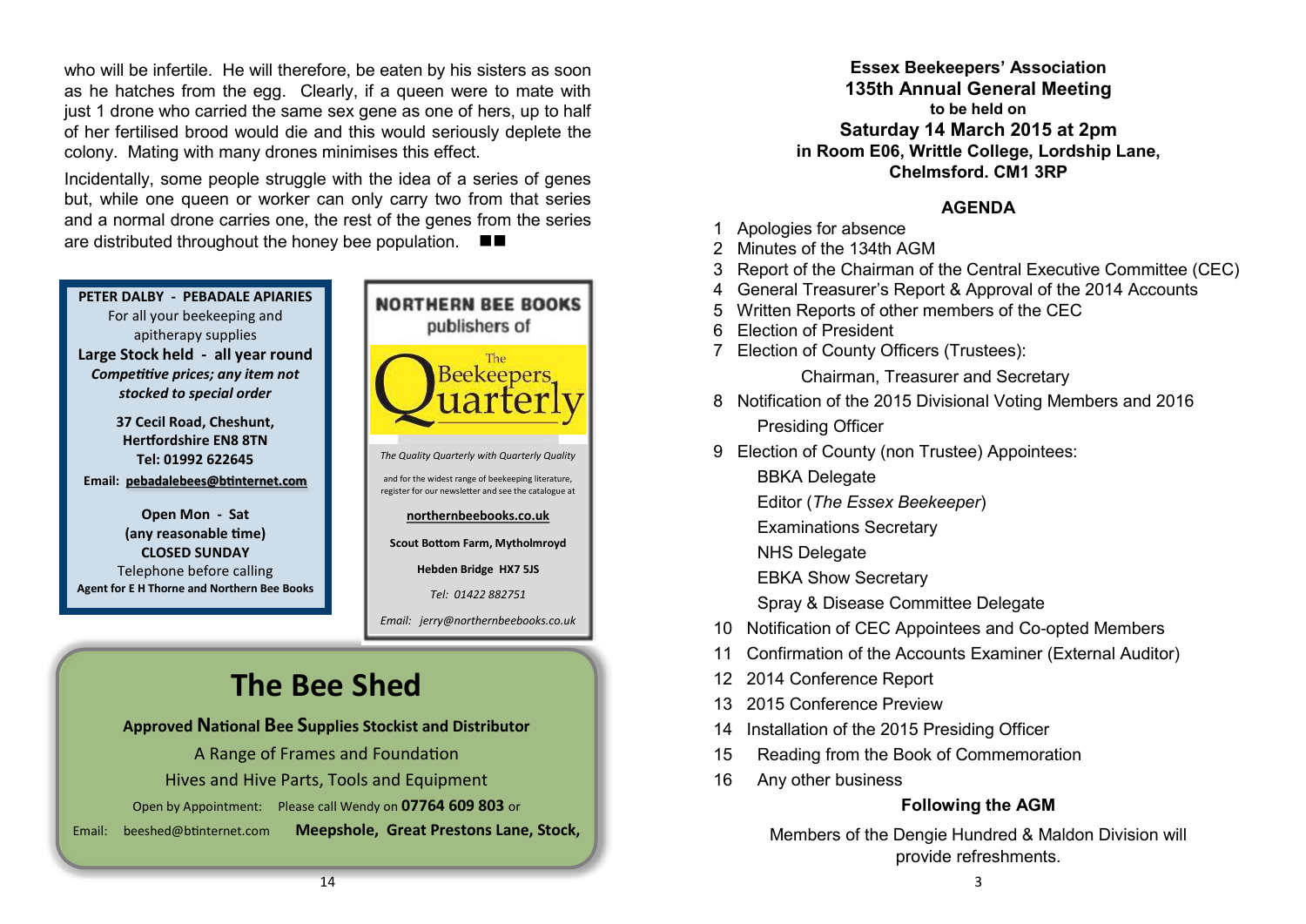who will be infertile. He will therefore, be eaten by his sisters as soon as he hatches from the egg. Clearly, if a queen were to mate with just 1 drone who carried the same sex gene as one of hers, up to half of her fertilised brood would die and this would seriously deplete the colony. Mating with many drones minimises this effect.

Incidentally, some people struggle with the idea of a series of genes but, while one queen or worker can only carry two from that series and a normal drone carries one, the rest of the genes from the series are distributed throughout the honey bee population. ■■

**PETER DALBY - PEBADALE APIARIES**
For all your beekeeping and apitherapy supplies
**Large Stock held - all year round**
***Competitive prices; any item not stocked to special order***

**37 Cecil Road, Cheshunt,**
**Hertfordshire EN8 8TN**
**Tel: 01992 622645**

**Email: pebadalebees@btinternet.com**

**Open Mon - Sat**
**(any reasonable time)**
**CLOSED SUNDAY**
Telephone before calling
**Agent for E H Thorne and Northern Bee Books**

**NORTHERN BEE BOOKS**
publishers of

The Beekeepers Quarterly

*The Quality Quarterly with Quarterly Quality*

and for the widest range of beekeeping literature, register for our newsletter and see the catalogue at

**northernbeebooks.co.uk**

**Scout Bottom Farm, Mytholmroyd**

**Hebden Bridge HX7 5JS**

*Tel: 01422 882751*

*Email: jerry@northernbeebooks.co.uk*

## The Bee Shed

**Approved National Bee Supplies Stockist and Distributor**

A Range of Frames and Foundation

Hives and Hive Parts, Tools and Equipment

Open by Appointment: Please call Wendy on **07764 609 803** or

Email: beeshed@btinternet.com **Meepshole, Great Prestons Lane, Stock,**

**Essex Beekeepers' Association**
**135th Annual General Meeting**
**to be held on**
**Saturday 14 March 2015 at 2pm**
**in Room E06, Writtle College, Lordship Lane, Chelmsford. CM1 3RP**

### AGENDA

1. Apologies for absence
2. Minutes of the 134th AGM
3. Report of the Chairman of the Central Executive Committee (CEC)
4. General Treasurer's Report & Approval of the 2014 Accounts
5. Written Reports of other members of the CEC
6. Election of President
7. Election of County Officers (Trustees):
   Chairman, Treasurer and Secretary
8. Notification of the 2015 Divisional Voting Members and 2016 Presiding Officer
9. Election of County (non Trustee) Appointees:
   BBKA Delegate
   Editor (*The Essex Beekeeper*)
   Examinations Secretary
   NHS Delegate
   EBKA Show Secretary
   Spray & Disease Committee Delegate
10. Notification of CEC Appointees and Co-opted Members
11. Confirmation of the Accounts Examiner (External Auditor)
12. 2014 Conference Report
13. 2015 Conference Preview
14. Installation of the 2015 Presiding Officer
15. Reading from the Book of Commemoration
16. Any other business

**Following the AGM**

Members of the Dengie Hundred & Maldon Division will provide refreshments.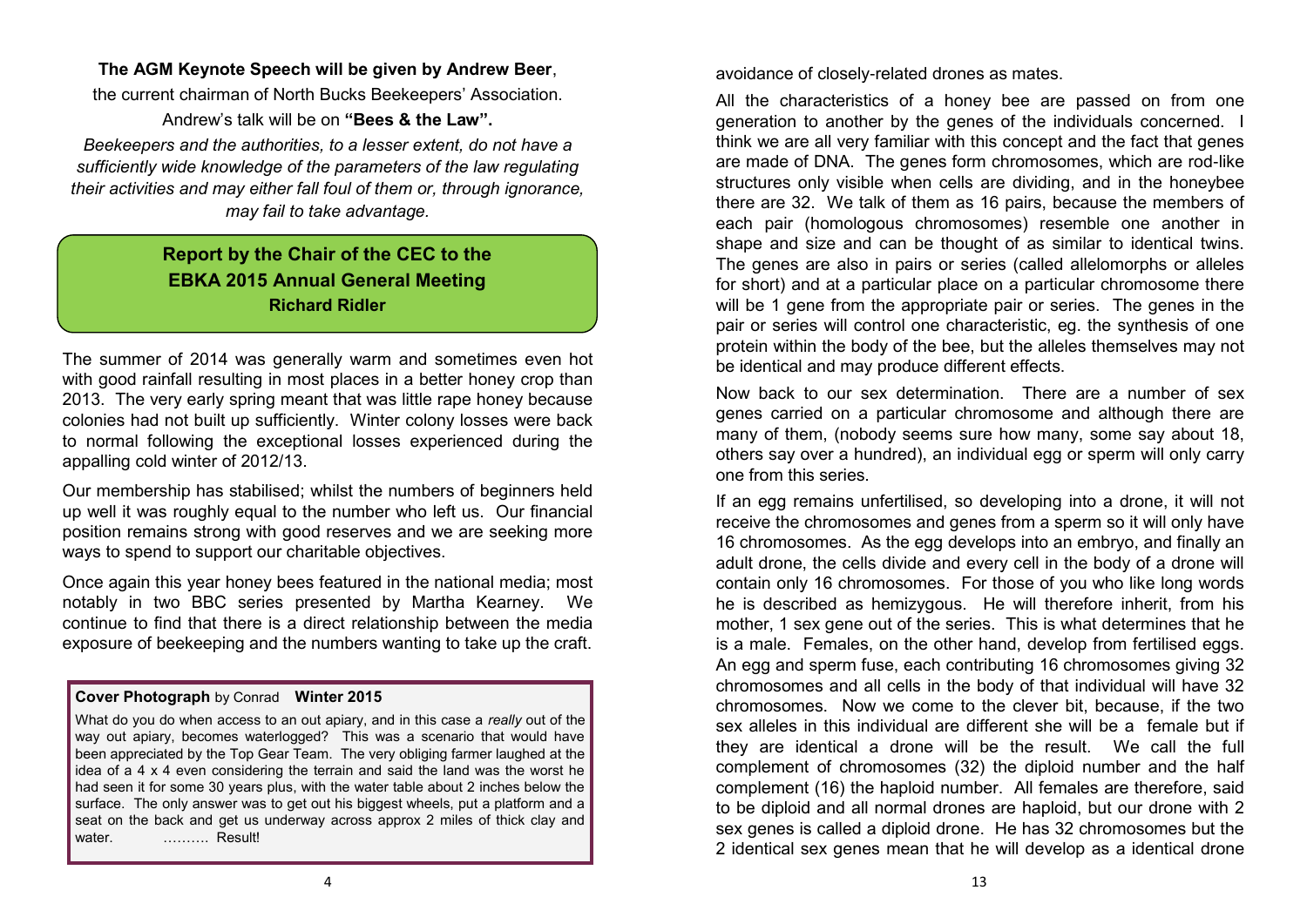**The AGM Keynote Speech will be given by Andrew Beer**,

the current chairman of North Bucks Beekeepers' Association.

Andrew's talk will be on **"Bees & the Law".**

*Beekeepers and the authorities, to a lesser extent, do not have a sufficiently wide knowledge of the parameters of the law regulating their activities and may either fall foul of them or, through ignorance, may fail to take advantage.*

## Report by the Chair of the CEC to the EBKA 2015 Annual General Meeting

**Richard Ridler**

The summer of 2014 was generally warm and sometimes even hot with good rainfall resulting in most places in a better honey crop than 2013. The very early spring meant that was little rape honey because colonies had not built up sufficiently. Winter colony losses were back to normal following the exceptional losses experienced during the appalling cold winter of 2012/13.

Our membership has stabilised; whilst the numbers of beginners held up well it was roughly equal to the number who left us. Our financial position remains strong with good reserves and we are seeking more ways to spend to support our charitable objectives.

Once again this year honey bees featured in the national media; most notably in two BBC series presented by Martha Kearney. We continue to find that there is a direct relationship between the media exposure of beekeeping and the numbers wanting to take up the craft.

**Cover Photograph** by Conrad **Winter 2015**

What do you do when access to an out apiary, and in this case a *really* out of the way out apiary, becomes waterlogged? This was a scenario that would have been appreciated by the Top Gear Team. The very obliging farmer laughed at the idea of a 4 x 4 even considering the terrain and said the land was the worst he had seen it for some 30 years plus, with the water table about 2 inches below the surface. The only answer was to get out his biggest wheels, put a platform and a seat on the back and get us underway across approx 2 miles of thick clay and water. ………. Result!

avoidance of closely-related drones as mates.

All the characteristics of a honey bee are passed on from one generation to another by the genes of the individuals concerned. I think we are all very familiar with this concept and the fact that genes are made of DNA. The genes form chromosomes, which are rod-like structures only visible when cells are dividing, and in the honeybee there are 32. We talk of them as 16 pairs, because the members of each pair (homologous chromosomes) resemble one another in shape and size and can be thought of as similar to identical twins. The genes are also in pairs or series (called allelomorphs or alleles for short) and at a particular place on a particular chromosome there will be 1 gene from the appropriate pair or series. The genes in the pair or series will control one characteristic, eg. the synthesis of one protein within the body of the bee, but the alleles themselves may not be identical and may produce different effects.

Now back to our sex determination. There are a number of sex genes carried on a particular chromosome and although there are many of them, (nobody seems sure how many, some say about 18, others say over a hundred), an individual egg or sperm will only carry one from this series.

If an egg remains unfertilised, so developing into a drone, it will not receive the chromosomes and genes from a sperm so it will only have 16 chromosomes. As the egg develops into an embryo, and finally an adult drone, the cells divide and every cell in the body of a drone will contain only 16 chromosomes. For those of you who like long words he is described as hemizygous. He will therefore inherit, from his mother, 1 sex gene out of the series. This is what determines that he is a male. Females, on the other hand, develop from fertilised eggs. An egg and sperm fuse, each contributing 16 chromosomes giving 32 chromosomes and all cells in the body of that individual will have 32 chromosomes. Now we come to the clever bit, because, if the two sex alleles in this individual are different she will be a female but if they are identical a drone will be the result. We call the full complement of chromosomes (32) the diploid number and the half complement (16) the haploid number. All females are therefore, said to be diploid and all normal drones are haploid, but our drone with 2 sex genes is called a diploid drone. He has 32 chromosomes but the 2 identical sex genes mean that he will develop as a identical drone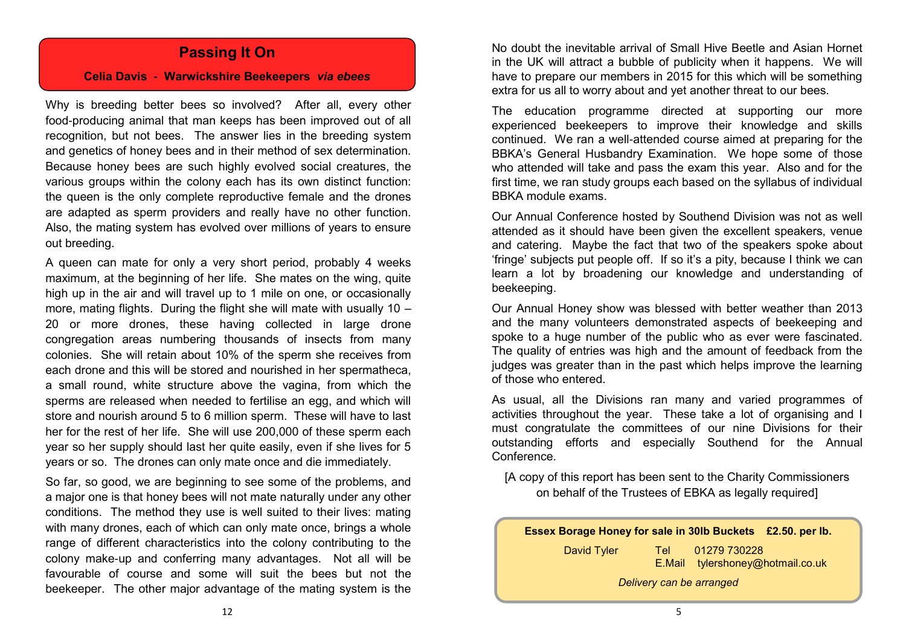## Passing It On

**Celia Davis - Warwickshire Beekeepers** ***via ebees***

Why is breeding better bees so involved? After all, every other food-producing animal that man keeps has been improved out of all recognition, but not bees. The answer lies in the breeding system and genetics of honey bees and in their method of sex determination. Because honey bees are such highly evolved social creatures, the various groups within the colony each has its own distinct function: the queen is the only complete reproductive female and the drones are adapted as sperm providers and really have no other function. Also, the mating system has evolved over millions of years to ensure out breeding.

A queen can mate for only a very short period, probably 4 weeks maximum, at the beginning of her life. She mates on the wing, quite high up in the air and will travel up to 1 mile on one, or occasionally more, mating flights. During the flight she will mate with usually 10 – 20 or more drones, these having collected in large drone congregation areas numbering thousands of insects from many colonies. She will retain about 10% of the sperm she receives from each drone and this will be stored and nourished in her spermatheca, a small round, white structure above the vagina, from which the sperms are released when needed to fertilise an egg, and which will store and nourish around 5 to 6 million sperm. These will have to last her for the rest of her life. She will use 200,000 of these sperm each year so her supply should last her quite easily, even if she lives for 5 years or so. The drones can only mate once and die immediately.

So far, so good, we are beginning to see some of the problems, and a major one is that honey bees will not mate naturally under any other conditions. The method they use is well suited to their lives: mating with many drones, each of which can only mate once, brings a whole range of different characteristics into the colony contributing to the colony make-up and conferring many advantages. Not all will be favourable of course and some will suit the bees but not the beekeeper. The other major advantage of the mating system is the

No doubt the inevitable arrival of Small Hive Beetle and Asian Hornet in the UK will attract a bubble of publicity when it happens. We will have to prepare our members in 2015 for this which will be something extra for us all to worry about and yet another threat to our bees.

The education programme directed at supporting our more experienced beekeepers to improve their knowledge and skills continued. We ran a well-attended course aimed at preparing for the BBKA's General Husbandry Examination. We hope some of those who attended will take and pass the exam this year. Also and for the first time, we ran study groups each based on the syllabus of individual BBKA module exams.

Our Annual Conference hosted by Southend Division was not as well attended as it should have been given the excellent speakers, venue and catering. Maybe the fact that two of the speakers spoke about 'fringe' subjects put people off. If so it's a pity, because I think we can learn a lot by broadening our knowledge and understanding of beekeeping.

Our Annual Honey show was blessed with better weather than 2013 and the many volunteers demonstrated aspects of beekeeping and spoke to a huge number of the public who as ever were fascinated. The quality of entries was high and the amount of feedback from the judges was greater than in the past which helps improve the learning of those who entered.

As usual, all the Divisions ran many and varied programmes of activities throughout the year. These take a lot of organising and I must congratulate the committees of our nine Divisions for their outstanding efforts and especially Southend for the Annual Conference.

[A copy of this report has been sent to the Charity Commissioners on behalf of the Trustees of EBKA as legally required]

**Essex Borage Honey for sale in 30lb Buckets £2.50. per lb.**

David Tyler Tel 01279 730228
E.Mail tylershoney@hotmail.co.uk

*Delivery can be arranged*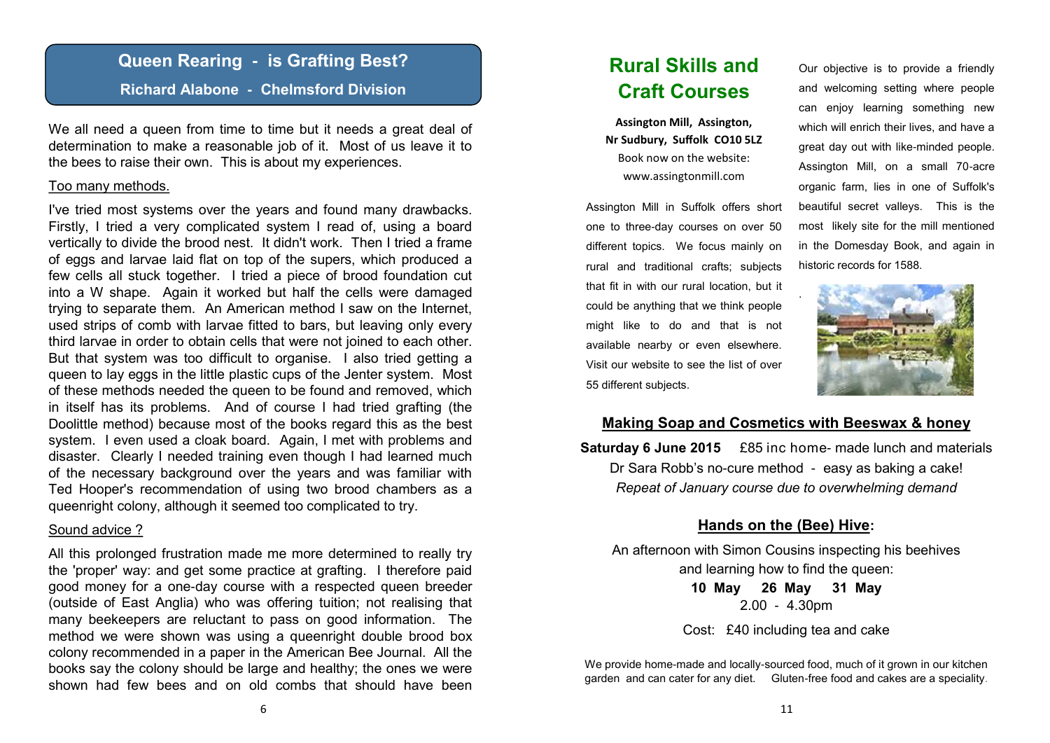## Queen Rearing - is Grafting Best?

### Richard Alabone - Chelmsford Division

We all need a queen from time to time but it needs a great deal of determination to make a reasonable job of it. Most of us leave it to the bees to raise their own. This is about my experiences.

Too many methods.

I've tried most systems over the years and found many drawbacks. Firstly, I tried a very complicated system I read of, using a board vertically to divide the brood nest. It didn't work. Then I tried a frame of eggs and larvae laid flat on top of the supers, which produced a few cells all stuck together. I tried a piece of brood foundation cut into a W shape. Again it worked but half the cells were damaged trying to separate them. An American method I saw on the Internet, used strips of comb with larvae fitted to bars, but leaving only every third larvae in order to obtain cells that were not joined to each other. But that system was too difficult to organise. I also tried getting a queen to lay eggs in the little plastic cups of the Jenter system. Most of these methods needed the queen to be found and removed, which in itself has its problems. And of course I had tried grafting (the Doolittle method) because most of the books regard this as the best system. I even used a cloak board. Again, I met with problems and disaster. Clearly I needed training even though I had learned much of the necessary background over the years and was familiar with Ted Hooper's recommendation of using two brood chambers as a queenright colony, although it seemed too complicated to try.

Sound advice ?

All this prolonged frustration made me more determined to really try the 'proper' way: and get some practice at grafting. I therefore paid good money for a one-day course with a respected queen breeder (outside of East Anglia) who was offering tuition; not realising that many beekeepers are reluctant to pass on good information. The method we were shown was using a queenright double brood box colony recommended in a paper in the American Bee Journal. All the books say the colony should be large and healthy; the ones we were shown had few bees and on old combs that should have been

## Rural Skills and Craft Courses

**Assington Mill, Assington, Nr Sudbury, Suffolk CO10 5LZ**
Book now on the website:
www.assingtonmill.com

Assington Mill in Suffolk offers short one to three-day courses on over 50 different topics. We focus mainly on rural and traditional crafts; subjects that fit in with our rural location, but it could be anything that we think people might like to do and that is not available nearby or even elsewhere. Visit our website to see the list of over 55 different subjects.

Our objective is to provide a friendly and welcoming setting where people can enjoy learning something new which will enrich their lives, and have a great day out with like-minded people. Assington Mill, on a small 70-acre organic farm, lies in one of Suffolk's beautiful secret valleys. This is the most likely site for the mill mentioned in the Domesday Book, and again in historic records for 1588.

### Making Soap and Cosmetics with Beeswax & honey

**Saturday 6 June 2015** £85 inc home- made lunch and materials
Dr Sara Robb's no-cure method - easy as baking a cake!
*Repeat of January course due to overwhelming demand*

### Hands on the (Bee) Hive:

An afternoon with Simon Cousins inspecting his beehives and learning how to find the queen:

**10 May 26 May 31 May**
2.00 - 4.30pm

Cost: £40 including tea and cake

We provide home-made and locally-sourced food, much of it grown in our kitchen garden and can cater for any diet. Gluten-free food and cakes are a speciality.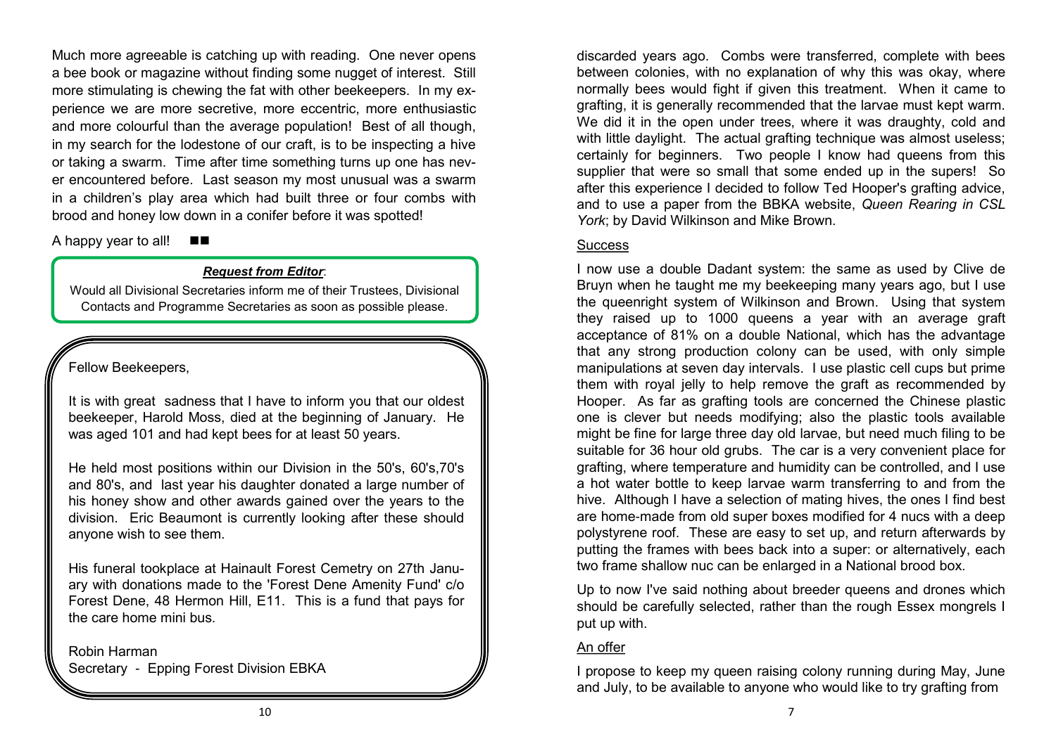Much more agreeable is catching up with reading. One never opens a bee book or magazine without finding some nugget of interest. Still more stimulating is chewing the fat with other beekeepers. In my experience we are more secretive, more eccentric, more enthusiastic and more colourful than the average population! Best of all though, in my search for the lodestone of our craft, is to be inspecting a hive or taking a swarm. Time after time something turns up one has never encountered before. Last season my most unusual was a swarm in a children's play area which had built three or four combs with brood and honey low down in a conifer before it was spotted!

A happy year to all! ■■

***Request from Editor***:

Would all Divisional Secretaries inform me of their Trustees, Divisional Contacts and Programme Secretaries as soon as possible please.

Fellow Beekeepers,

It is with great sadness that I have to inform you that our oldest beekeeper, Harold Moss, died at the beginning of January. He was aged 101 and had kept bees for at least 50 years.

He held most positions within our Division in the 50's, 60's,70's and 80's, and last year his daughter donated a large number of his honey show and other awards gained over the years to the division. Eric Beaumont is currently looking after these should anyone wish to see them.

His funeral tookplace at Hainault Forest Cemetry on 27th January with donations made to the 'Forest Dene Amenity Fund' c/o Forest Dene, 48 Hermon Hill, E11. This is a fund that pays for the care home mini bus.

Robin Harman
Secretary - Epping Forest Division EBKA

discarded years ago. Combs were transferred, complete with bees between colonies, with no explanation of why this was okay, where normally bees would fight if given this treatment. When it came to grafting, it is generally recommended that the larvae must kept warm. We did it in the open under trees, where it was draughty, cold and with little daylight. The actual grafting technique was almost useless; certainly for beginners. Two people I know had queens from this supplier that were so small that some ended up in the supers! So after this experience I decided to follow Ted Hooper's grafting advice, and to use a paper from the BBKA website, *Queen Rearing in CSL York*; by David Wilkinson and Mike Brown.

## Success

I now use a double Dadant system: the same as used by Clive de Bruyn when he taught me my beekeeping many years ago, but I use the queenright system of Wilkinson and Brown. Using that system they raised up to 1000 queens a year with an average graft acceptance of 81% on a double National, which has the advantage that any strong production colony can be used, with only simple manipulations at seven day intervals. I use plastic cell cups but prime them with royal jelly to help remove the graft as recommended by Hooper. As far as grafting tools are concerned the Chinese plastic one is clever but needs modifying; also the plastic tools available might be fine for large three day old larvae, but need much filing to be suitable for 36 hour old grubs. The car is a very convenient place for grafting, where temperature and humidity can be controlled, and I use a hot water bottle to keep larvae warm transferring to and from the hive. Although I have a selection of mating hives, the ones I find best are home-made from old super boxes modified for 4 nucs with a deep polystyrene roof. These are easy to set up, and return afterwards by putting the frames with bees back into a super: or alternatively, each two frame shallow nuc can be enlarged in a National brood box.

Up to now I've said nothing about breeder queens and drones which should be carefully selected, rather than the rough Essex mongrels I put up with.

## An offer

I propose to keep my queen raising colony running during May, June and July, to be available to anyone who would like to try grafting from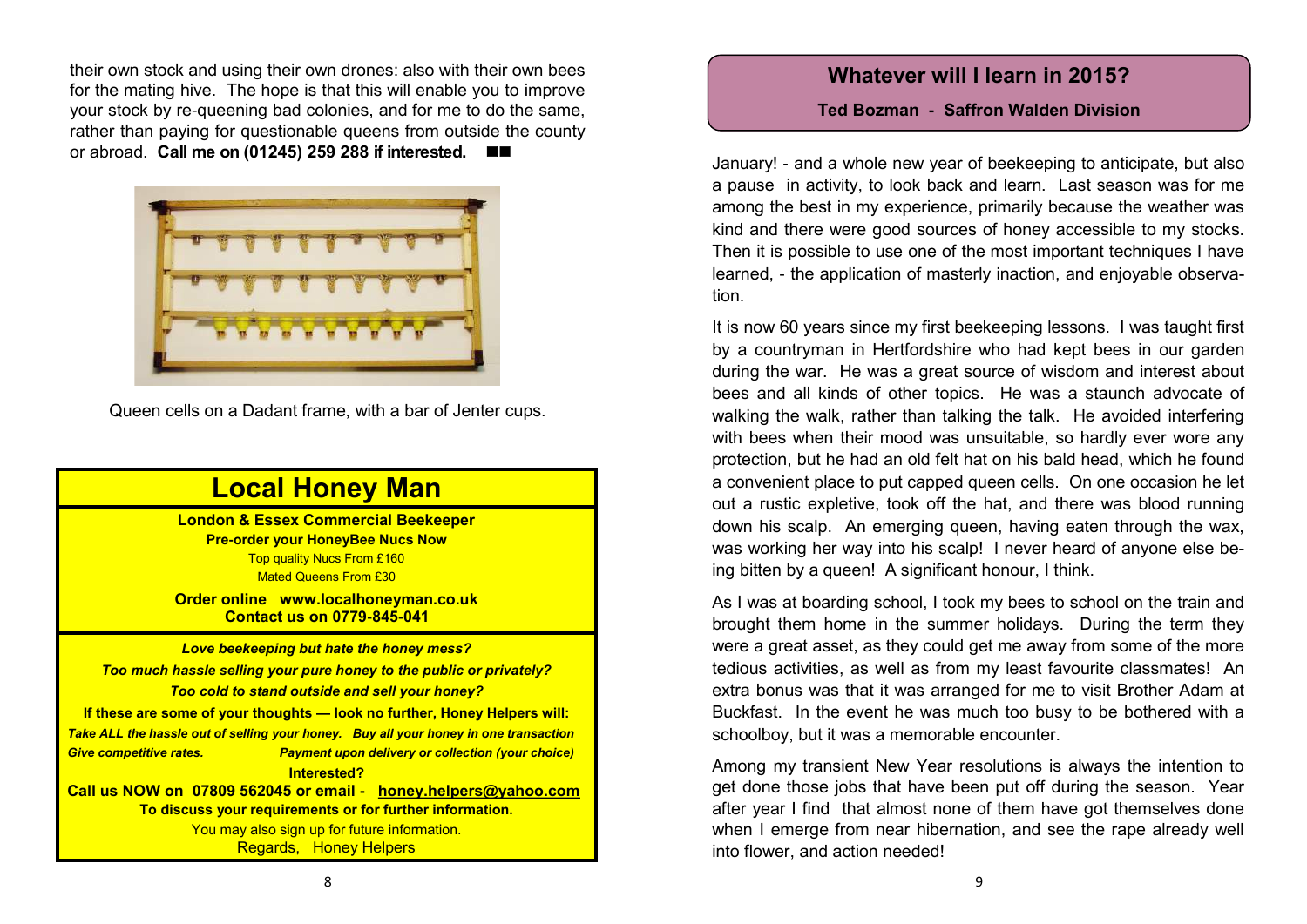their own stock and using their own drones: also with their own bees for the mating hive. The hope is that this will enable you to improve your stock by re-queening bad colonies, and for me to do the same, rather than paying for questionable queens from outside the county or abroad. **Call me on (01245) 259 288 if interested.** ■■

Queen cells on a Dadant frame, with a bar of Jenter cups.

## Local Honey Man

**London & Essex Commercial Beekeeper**
**Pre-order your HoneyBee Nucs Now**
Top quality Nucs From £160
Mated Queens From £30

**Order online www.localhoneyman.co.uk**
**Contact us on 0779-845-041**

***Love beekeeping but hate the honey mess?***
***Too much hassle selling your pure honey to the public or privately?***
***Too cold to stand outside and sell your honey?***
**If these are some of your thoughts — look no further, Honey Helpers will:**
***Take ALL the hassle out of selling your honey. Buy all your honey in one transaction***
***Give competitive rates. Payment upon delivery or collection (your choice)***
**Interested?**
**Call us NOW on 07809 562045 or email - honey.helpers@yahoo.com**
**To discuss your requirements or for further information.**
You may also sign up for future information.
Regards, Honey Helpers

## Whatever will I learn in 2015?

**Ted Bozman - Saffron Walden Division**

January! - and a whole new year of beekeeping to anticipate, but also a pause in activity, to look back and learn. Last season was for me among the best in my experience, primarily because the weather was kind and there were good sources of honey accessible to my stocks. Then it is possible to use one of the most important techniques I have learned, - the application of masterly inaction, and enjoyable observation.

It is now 60 years since my first beekeeping lessons. I was taught first by a countryman in Hertfordshire who had kept bees in our garden during the war. He was a great source of wisdom and interest about bees and all kinds of other topics. He was a staunch advocate of walking the walk, rather than talking the talk. He avoided interfering with bees when their mood was unsuitable, so hardly ever wore any protection, but he had an old felt hat on his bald head, which he found a convenient place to put capped queen cells. On one occasion he let out a rustic expletive, took off the hat, and there was blood running down his scalp. An emerging queen, having eaten through the wax, was working her way into his scalp! I never heard of anyone else being bitten by a queen! A significant honour, I think.

As I was at boarding school, I took my bees to school on the train and brought them home in the summer holidays. During the term they were a great asset, as they could get me away from some of the more tedious activities, as well as from my least favourite classmates! An extra bonus was that it was arranged for me to visit Brother Adam at Buckfast. In the event he was much too busy to be bothered with a schoolboy, but it was a memorable encounter.

Among my transient New Year resolutions is always the intention to get done those jobs that have been put off during the season. Year after year I find that almost none of them have got themselves done when I emerge from near hibernation, and see the rape already well into flower, and action needed!